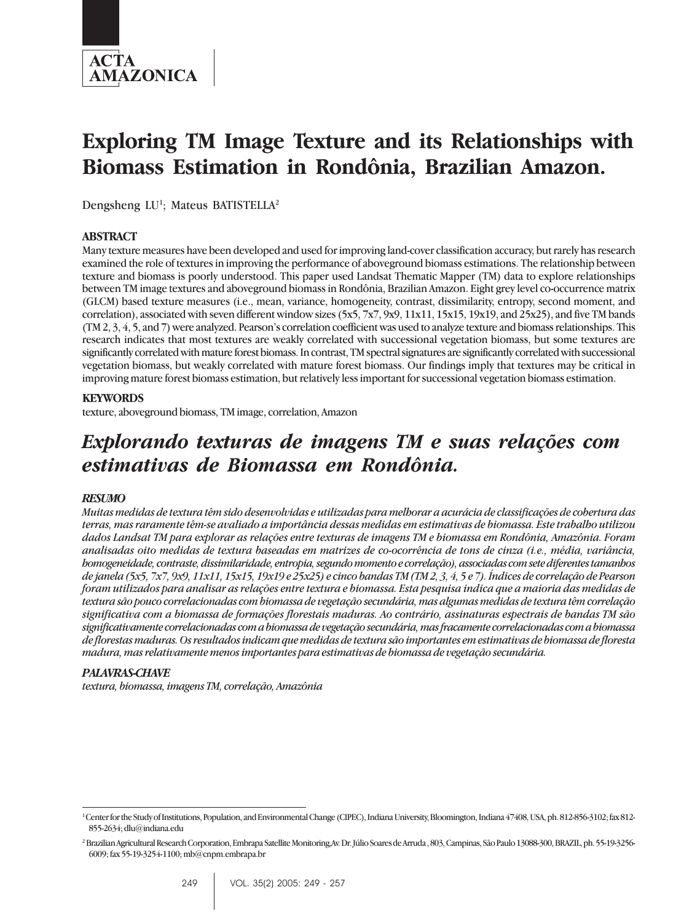# Exploring TM Image Texture and its Relationships with Biomass Estimation in Rondônia, Brazilian Amazon.

Dengsheng LU[1]; Mateus BATISTELLA[2]

## ABSTRACT

Many texture measures have been developed and used for improving land-cover classification accuracy, but rarely has research examined the role of textures in improving the performance of aboveground biomass estimations. The relationship between texture and biomass is poorly understood. This paper used Landsat Thematic Mapper (TM) data to explore relationships between TM image textures and aboveground biomass in Rondônia, Brazilian Amazon. Eight grey level co-occurrence matrix (GLCM) based texture measures (i.e., mean, variance, homogeneity, contrast, dissimilarity, entropy, second moment, and correlation), associated with seven different window sizes (5x5, 7x7, 9x9, 11x11, 15x15, 19x19, and 25x25), and five TM bands (TM 2, 3, 4, 5, and 7) were analyzed. Pearson's correlation coefficient was used to analyze texture and biomass relationships. This research indicates that most textures are weakly correlated with successional vegetation biomass, but some textures are significantly correlated with mature forest biomass. In contrast, TM spectral signatures are significantly correlated with successional vegetation biomass, but weakly correlated with mature forest biomass. Our findings imply that textures may be critical in improving mature forest biomass estimation, but relatively less important for successional vegetation biomass estimation.

## KEYWORDS

texture, aboveground biomass, TM image, correlation, Amazon

# *Explorando texturas de imagens TM e suas relações com estimativas de Biomassa em Rondônia.*

## *RESUMO*

*Muitas medidas de textura têm sido desenvolvidas e utilizadas para melhorar a acurácia de classificações de cobertura das terras, mas raramente têm-se avaliado a importância dessas medidas em estimativas de biomassa. Este trabalho utilizou dados Landsat TM para explorar as relações entre texturas de imagens TM e biomassa em Rondônia, Amazônia. Foram analisadas oito medidas de textura baseadas em matrizes de co-ocorrência de tons de cinza (i.e., média, variância, homogeneidade, contraste, dissimilaridade, entropia, segundo momento e correlação), associadas com sete diferentes tamanhos de janela (5x5, 7x7, 9x9, 11x11, 15x15, 19x19 e 25x25) e cinco bandas TM (TM 2, 3, 4, 5 e 7). Índices de correlação de Pearson foram utilizados para analisar as relações entre textura e biomassa. Esta pesquisa indica que a maioria das medidas de textura são pouco correlacionadas com biomassa de vegetação secundária, mas algumas medidas de textura têm correlação significativa com a biomassa de formações florestais maduras. Ao contrário, assinaturas espectrais de bandas TM são significativamente correlacionadas com a biomassa de vegetação secundária, mas fracamente correlacionadas com a biomassa de florestas maduras. Os resultados indicam que medidas de textura são importantes em estimativas de biomassa de floresta madura, mas relativamente menos importantes para estimativas de biomassa de vegetação secundária.*

## *PALAVRAS-CHAVE*

*textura, biomassa, imagens TM, correlação, Amazônia*

---

[1] Center for the Study of Institutions, Population, and Environmental Change (CIPEC), Indiana University, Bloomington, Indiana 47408, USA, ph. 812-856-3102; fax 812-855-2634; dlu@indiana.edu

[2] Brazilian Agricultural Research Corporation, Embrapa Satellite Monitoring,Av. Dr. Júlio Soares de Arruda , 803, Campinas, São Paulo 13088-300, BRAZIL, ph. 55-19-3256-6009; fax 55-19-3254-1100; mb@cnpm.embrapa.br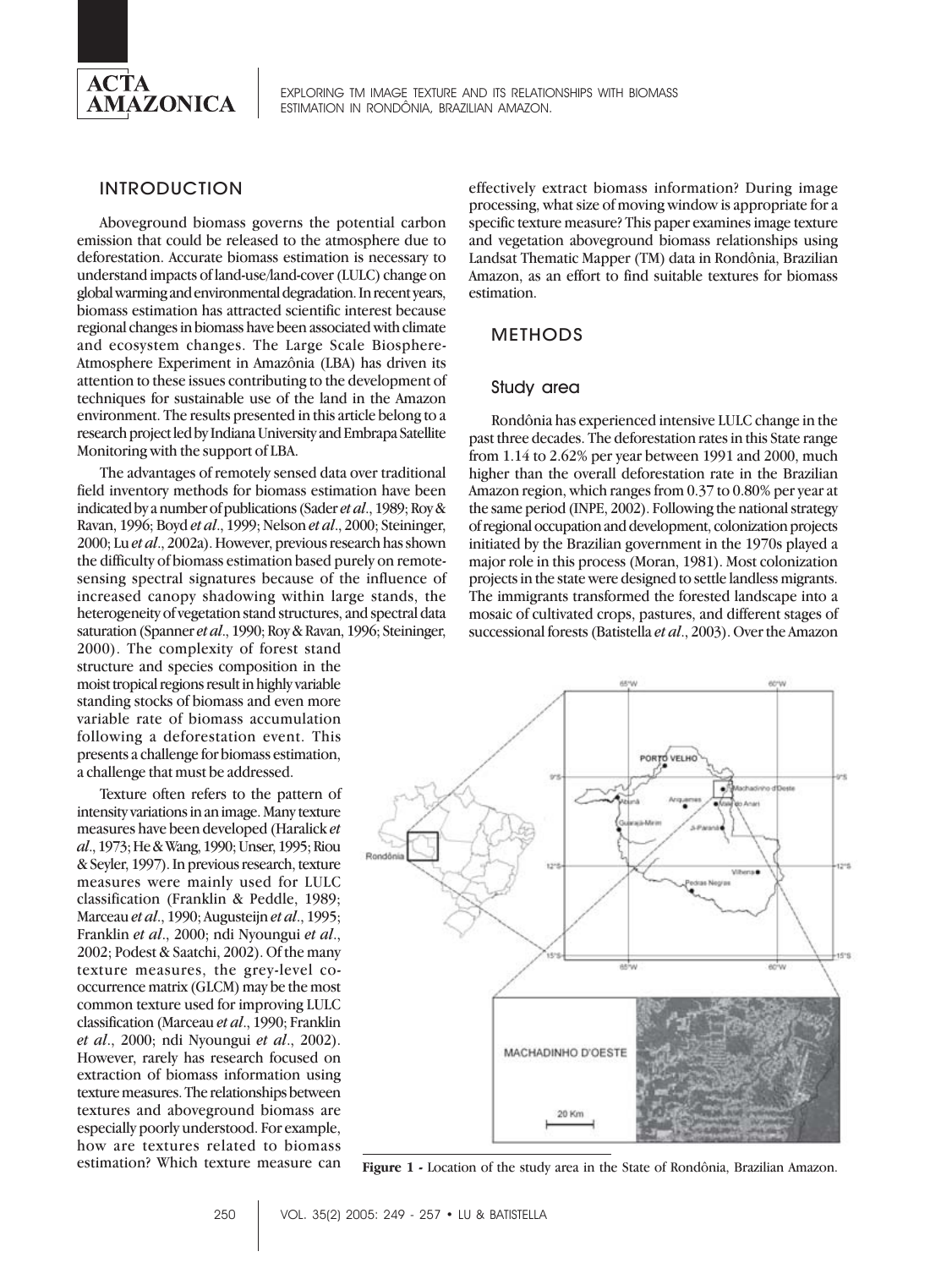## INTRODUCTION

Aboveground biomass governs the potential carbon emission that could be released to the atmosphere due to deforestation. Accurate biomass estimation is necessary to understand impacts of land-use/land-cover (LULC) change on global warming and environmental degradation. In recent years, biomass estimation has attracted scientific interest because regional changes in biomass have been associated with climate and ecosystem changes. The Large Scale Biosphere-Atmosphere Experiment in Amazônia (LBA) has driven its attention to these issues contributing to the development of techniques for sustainable use of the land in the Amazon environment. The results presented in this article belong to a research project led by Indiana University and Embrapa Satellite Monitoring with the support of LBA.

The advantages of remotely sensed data over traditional field inventory methods for biomass estimation have been indicated by a number of publications (Sader *et al*., 1989; Roy & Ravan, 1996; Boyd *et al*., 1999; Nelson *et al*., 2000; Steininger, 2000; Lu *et al*., 2002a). However, previous research has shown the difficulty of biomass estimation based purely on remote-sensing spectral signatures because of the influence of increased canopy shadowing within large stands, the heterogeneity of vegetation stand structures, and spectral data saturation (Spanner *et al*., 1990; Roy & Ravan, 1996; Steininger, 2000). The complexity of forest stand structure and species composition in the moist tropical regions result in highly variable standing stocks of biomass and even more variable rate of biomass accumulation following a deforestation event. This presents a challenge for biomass estimation, a challenge that must be addressed.

Texture often refers to the pattern of intensity variations in an image. Many texture measures have been developed (Haralick *et al*., 1973; He & Wang, 1990; Unser, 1995; Riou & Seyler, 1997). In previous research, texture measures were mainly used for LULC classification (Franklin & Peddle, 1989; Marceau *et al*., 1990; Augusteijn *et al*., 1995; Franklin *et al*., 2000; ndi Nyoungui *et al*., 2002; Podest & Saatchi, 2002). Of the many texture measures, the grey-level co-occurrence matrix (GLCM) may be the most common texture used for improving LULC classification (Marceau *et al*., 1990; Franklin *et al*., 2000; ndi Nyoungui *et al*., 2002). However, rarely has research focused on extraction of biomass information using texture measures. The relationships between textures and aboveground biomass are especially poorly understood. For example, how are textures related to biomass estimation? Which texture measure can effectively extract biomass information? During image processing, what size of moving window is appropriate for a specific texture measure? This paper examines image texture and vegetation aboveground biomass relationships using Landsat Thematic Mapper (TM) data in Rondônia, Brazilian Amazon, as an effort to find suitable textures for biomass estimation.

## METHODS

### Study area

Rondônia has experienced intensive LULC change in the past three decades. The deforestation rates in this State range from 1.14 to 2.62% per year between 1991 and 2000, much higher than the overall deforestation rate in the Brazilian Amazon region, which ranges from 0.37 to 0.80% per year at the same period (INPE, 2002). Following the national strategy of regional occupation and development, colonization projects initiated by the Brazilian government in the 1970s played a major role in this process (Moran, 1981). Most colonization projects in the state were designed to settle landless migrants. The immigrants transformed the forested landscape into a mosaic of cultivated crops, pastures, and different stages of successional forests (Batistella *et al*., 2003). Over the Amazon

**Figure 1 -** Location of the study area in the State of Rondônia, Brazilian Amazon.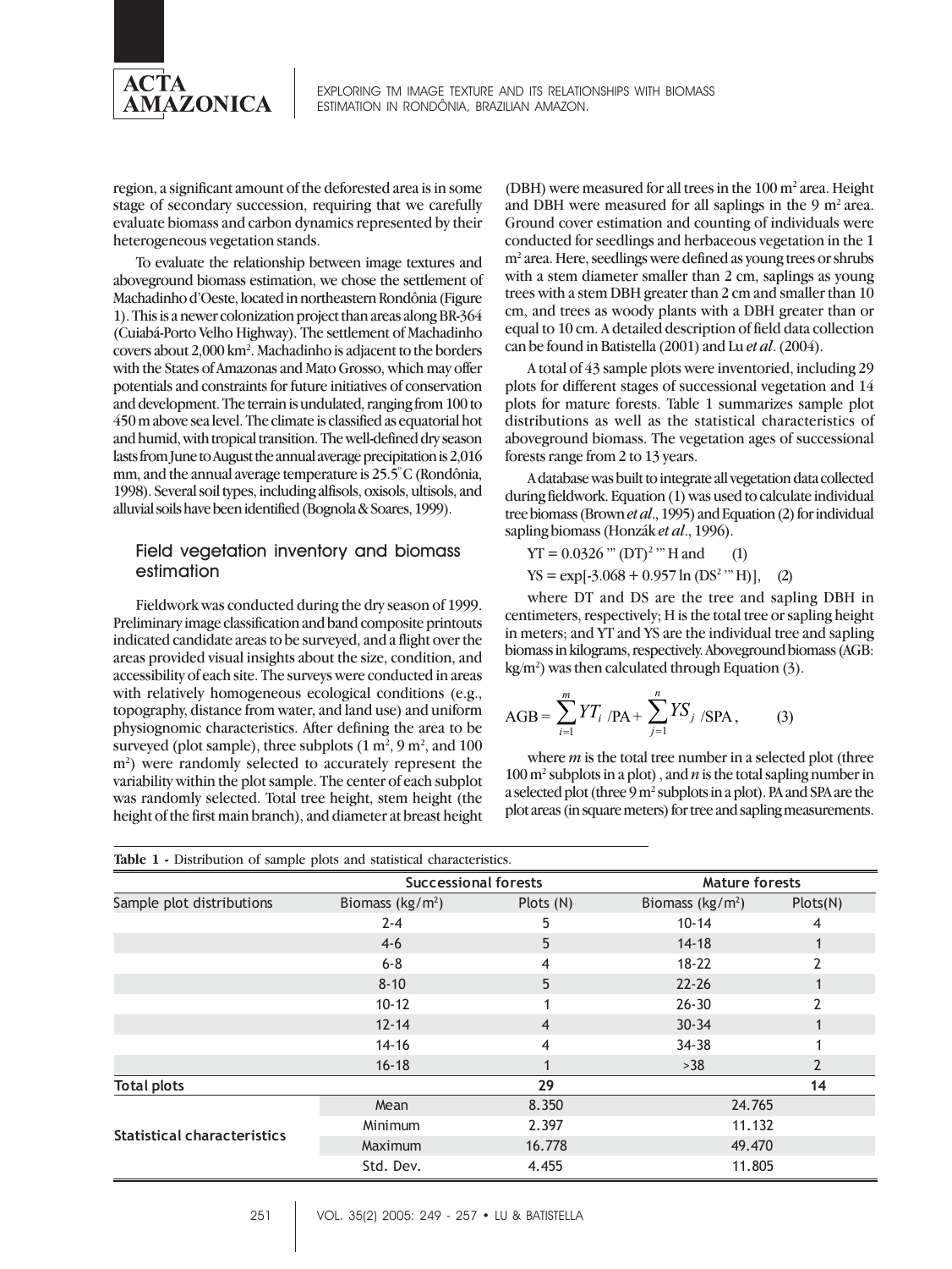region, a significant amount of the deforested area is in some stage of secondary succession, requiring that we carefully evaluate biomass and carbon dynamics represented by their heterogeneous vegetation stands.

To evaluate the relationship between image textures and aboveground biomass estimation, we chose the settlement of Machadinho d'Oeste, located in northeastern Rondônia (Figure 1). This is a newer colonization project than areas along BR-364 (Cuiabá-Porto Velho Highway). The settlement of Machadinho covers about 2,000 km². Machadinho is adjacent to the borders with the States of Amazonas and Mato Grosso, which may offer potentials and constraints for future initiatives of conservation and development. The terrain is undulated, ranging from 100 to 450 m above sea level. The climate is classified as equatorial hot and humid, with tropical transition. The well-defined dry season lasts from June to August the annual average precipitation is 2,016 mm, and the annual average temperature is 25.5° C (Rondônia, 1998). Several soil types, including alfisols, oxisols, ultisols, and alluvial soils have been identified (Bognola & Soares, 1999).

### Field vegetation inventory and biomass estimation

Fieldwork was conducted during the dry season of 1999. Preliminary image classification and band composite printouts indicated candidate areas to be surveyed, and a flight over the areas provided visual insights about the size, condition, and accessibility of each site. The surveys were conducted in areas with relatively homogeneous ecological conditions (e.g., topography, distance from water, and land use) and uniform physiognomic characteristics. After defining the area to be surveyed (plot sample), three subplots (1 m², 9 m², and 100 m²) were randomly selected to accurately represent the variability within the plot sample. The center of each subplot was randomly selected. Total tree height, stem height (the height of the first main branch), and diameter at breast height (DBH) were measured for all trees in the 100 m² area. Height and DBH were measured for all saplings in the 9 m² area. Ground cover estimation and counting of individuals were conducted for seedlings and herbaceous vegetation in the 1 m² area. Here, seedlings were defined as young trees or shrubs with a stem diameter smaller than 2 cm, saplings as young trees with a stem DBH greater than 2 cm and smaller than 10 cm, and trees as woody plants with a DBH greater than or equal to 10 cm. A detailed description of field data collection can be found in Batistella (2001) and Lu *et al*. (2004).

A total of 43 sample plots were inventoried, including 29 plots for different stages of successional vegetation and 14 plots for mature forests. Table 1 summarizes sample plot distributions as well as the statistical characteristics of aboveground biomass. The vegetation ages of successional forests range from 2 to 13 years.

A database was built to integrate all vegetation data collected during fieldwork. Equation (1) was used to calculate individual tree biomass (Brown *et al*., 1995) and Equation (2) for individual sapling biomass (Honzák *et al*., 1996).

$$YT = 0.0326 * (DT)^2 * H \text{ and} \qquad (1)$$

$$YS = \exp[-3.068 + 0.957 \ln (DS^2 * H)], \qquad (2)$$

where DT and DS are the tree and sapling DBH in centimeters, respectively; H is the total tree or sapling height in meters; and YT and YS are the individual tree and sapling biomass in kilograms, respectively. Aboveground biomass (AGB: kg/m²) was then calculated through Equation (3).

$$AGB = \sum_{i=1}^{m} YT_i \,/PA + \sum_{j=1}^{n} YS_j \,/SPA, \qquad (3)$$

where *m* is the total tree number in a selected plot (three 100 m² subplots in a plot), and *n* is the total sapling number in a selected plot (three 9 m² subplots in a plot). PA and SPA are the plot areas (in square meters) for tree and sapling measurements.

**Table 1 -** Distribution of sample plots and statistical characteristics.

| | Successional forests | | Mature forests | |
|---|---|---|---|---|
| Sample plot distributions | Biomass (kg/m²) | Plots (N) | Biomass (kg/m²) | Plots(N) |
| | 2-4 | 5 | 10-14 | 4 |
| | 4-6 | 5 | 14-18 | 1 |
| | 6-8 | 4 | 18-22 | 2 |
| | 8-10 | 5 | 22-26 | 1 |
| | 10-12 | 1 | 26-30 | 2 |
| | 12-14 | 4 | 30-34 | 1 |
| | 14-16 | 4 | 34-38 | 1 |
| | 16-18 | 1 | >38 | 2 |
| **Total plots** | | **29** | | **14** |
| Statistical characteristics | Mean | 8.350 | 24.765 | |
| | Minimum | 2.397 | 11.132 | |
| | Maximum | 16.778 | 49.470 | |
| | Std. Dev. | 4.455 | 11.805 | |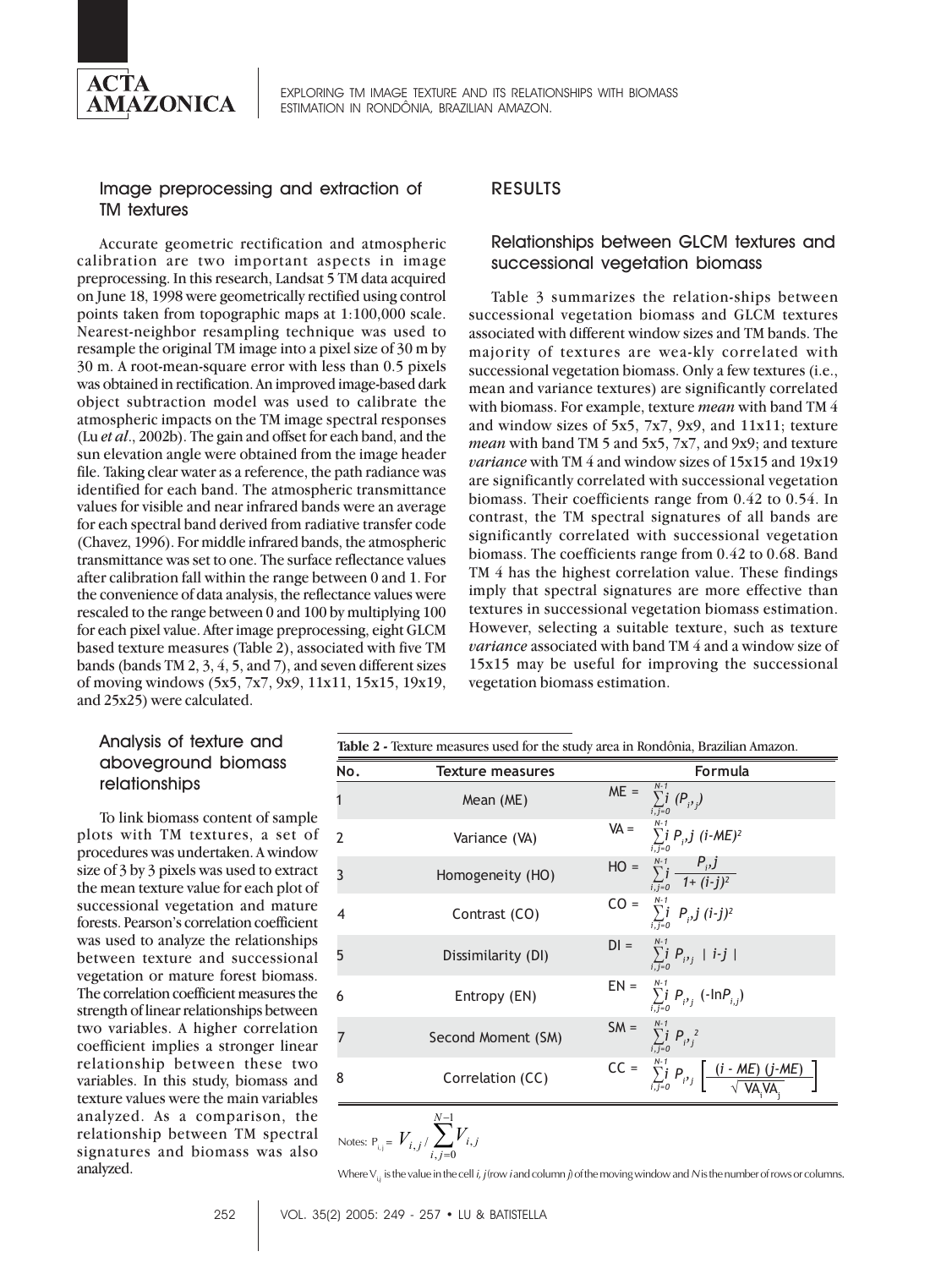## Image preprocessing and extraction of TM textures

Accurate geometric rectification and atmospheric calibration are two important aspects in image preprocessing. In this research, Landsat 5 TM data acquired on June 18, 1998 were geometrically rectified using control points taken from topographic maps at 1:100,000 scale. Nearest-neighbor resampling technique was used to resample the original TM image into a pixel size of 30 m by 30 m. A root-mean-square error with less than 0.5 pixels was obtained in rectification. An improved image-based dark object subtraction model was used to calibrate the atmospheric impacts on the TM image spectral responses (Lu *et al*., 2002b). The gain and offset for each band, and the sun elevation angle were obtained from the image header file. Taking clear water as a reference, the path radiance was identified for each band. The atmospheric transmittance values for visible and near infrared bands were an average for each spectral band derived from radiative transfer code (Chavez, 1996). For middle infrared bands, the atmospheric transmittance was set to one. The surface reflectance values after calibration fall within the range between 0 and 1. For the convenience of data analysis, the reflectance values were rescaled to the range between 0 and 100 by multiplying 100 for each pixel value. After image preprocessing, eight GLCM based texture measures (Table 2), associated with five TM bands (bands TM 2, 3, 4, 5, and 7), and seven different sizes of moving windows (5x5, 7x7, 9x9, 11x11, 15x15, 19x19, and 25x25) were calculated.

## Analysis of texture and aboveground biomass relationships

To link biomass content of sample plots with TM textures, a set of procedures was undertaken. A window size of 3 by 3 pixels was used to extract the mean texture value for each plot of successional vegetation and mature forests. Pearson's correlation coefficient was used to analyze the relationships between texture and successional vegetation or mature forest biomass. The correlation coefficient measures the strength of linear relationships between two variables. A higher correlation coefficient implies a stronger linear relationship between these two variables. In this study, biomass and texture values were the main variables analyzed. As a comparison, the relationship between TM spectral signatures and biomass was also analyzed.

# RESULTS

## Relationships between GLCM textures and successional vegetation biomass

Table 3 summarizes the relation-ships between successional vegetation biomass and GLCM textures associated with different window sizes and TM bands. The majority of textures are wea-kly correlated with successional vegetation biomass. Only a few textures (i.e., mean and variance textures) are significantly correlated with biomass. For example, texture *mean* with band TM 4 and window sizes of 5x5, 7x7, 9x9, and 11x11; texture *mean* with band TM 5 and 5x5, 7x7, and 9x9; and texture *variance* with TM 4 and window sizes of 15x15 and 19x19 are significantly correlated with successional vegetation biomass. Their coefficients range from 0.42 to 0.54. In contrast, the TM spectral signatures of all bands are significantly correlated with successional vegetation biomass. The coefficients range from 0.42 to 0.68. Band TM 4 has the highest correlation value. These findings imply that spectral signatures are more effective than textures in successional vegetation biomass estimation. However, selecting a suitable texture, such as texture *variance* associated with band TM 4 and a window size of 15x15 may be useful for improving the successional vegetation biomass estimation.

**Table 2 -** Texture measures used for the study area in Rondônia, Brazilian Amazon.

| No. | Texture measures | Formula |
|---|---|---|
| 1 | Mean (ME) | $ME = \sum_{i,j=0}^{N-1} i\,(P_{i,j})$ |
| 2 | Variance (VA) | $VA = \sum_{i,j=0}^{N-1} i\,P_{i,j}\,(i-ME)^2$ |
| 3 | Homogeneity (HO) | $HO = \sum_{i,j=0}^{N-1} i\,\frac{P_{i,j}}{1+(i-j)^2}$ |
| 4 | Contrast (CO) | $CO = \sum_{i,j=0}^{N-1} i\,P_{i,j}\,(i-j)^2$ |
| 5 | Dissimilarity (DI) | $DI = \sum_{i,j=0}^{N-1} i\,P_{i,j}\,\lvert i-j \rvert$ |
| 6 | Entropy (EN) | $EN = \sum_{i,j=0}^{N-1} i\,P_{i,j}\,(-\ln P_{i,j})$ |
| 7 | Second Moment (SM) | $SM = \sum_{i,j=0}^{N-1} i\,P_{i,j}^{2}$ |
| 8 | Correlation (CC) | $CC = \sum_{i,j=0}^{N-1} i\,P_{i,j}\left[\frac{(i-ME)(j-ME)}{\sqrt{VA_i VA_j}}\right]$ |

Notes: $P_{i,j} = V_{i,j} / \sum_{i,j=0}^{N-1} V_{i,j}$

Where $V_{i,j}$ is the value in the cell *i, j* (row *i* and column *j*) of the moving window and *N* is the number of rows or columns.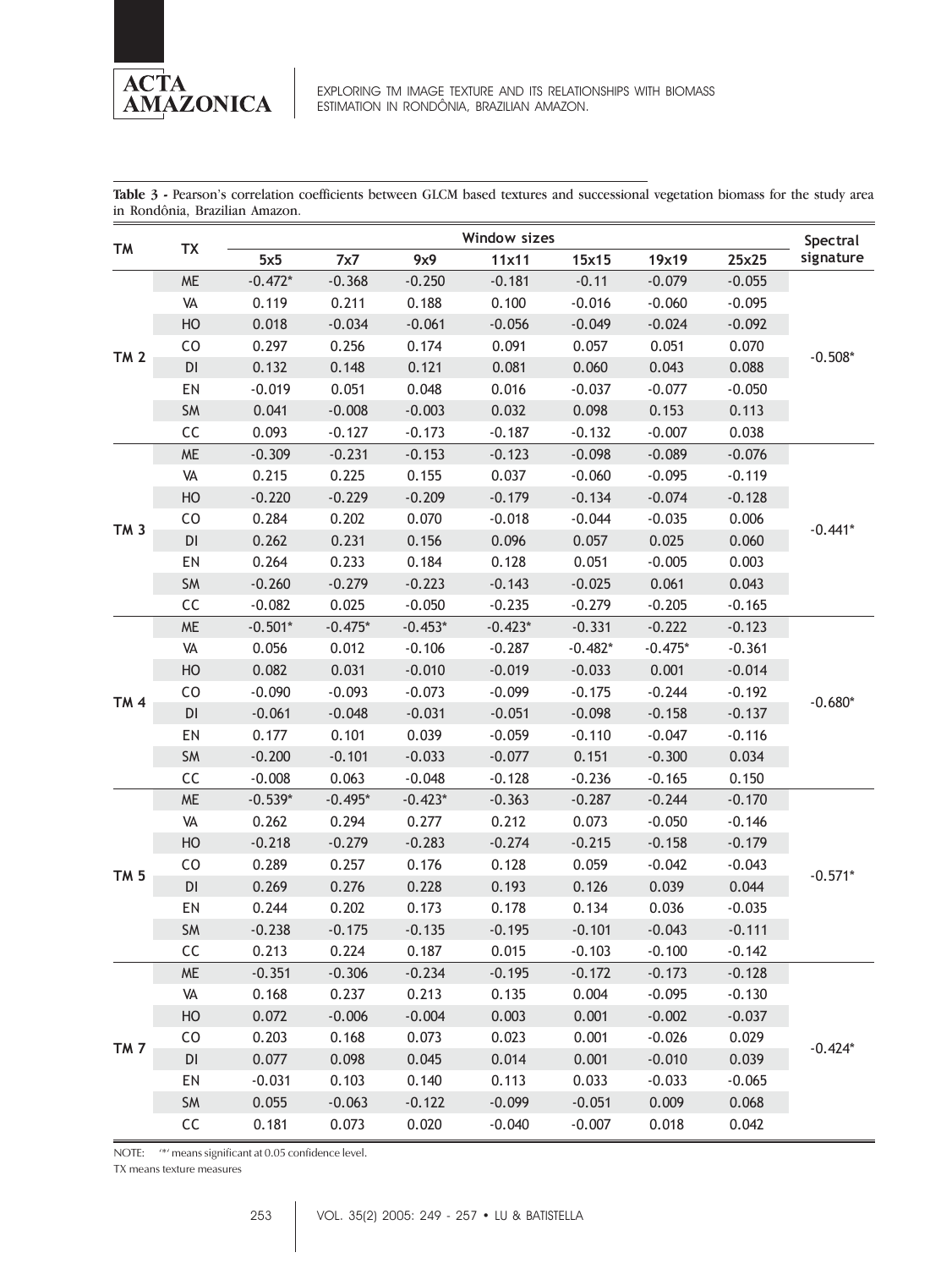**Table 3 -** Pearson's correlation coefficients between GLCM based textures and successional vegetation biomass for the study area in Rondônia, Brazilian Amazon.

| TM | TX | Window sizes | | | | | | | Spectral signature |
|---|---|---|---|---|---|---|---|---|---|
| | | 5x5 | 7x7 | 9x9 | 11x11 | 15x15 | 19x19 | 25x25 | |
| TM 2 | ME | -0.472* | -0.368 | -0.250 | -0.181 | -0.11 | -0.079 | -0.055 | -0.508* |
| | VA | 0.119 | 0.211 | 0.188 | 0.100 | -0.016 | -0.060 | -0.095 | |
| | HO | 0.018 | -0.034 | -0.061 | -0.056 | -0.049 | -0.024 | -0.092 | |
| | CO | 0.297 | 0.256 | 0.174 | 0.091 | 0.057 | 0.051 | 0.070 | |
| | DI | 0.132 | 0.148 | 0.121 | 0.081 | 0.060 | 0.043 | 0.088 | |
| | EN | -0.019 | 0.051 | 0.048 | 0.016 | -0.037 | -0.077 | -0.050 | |
| | SM | 0.041 | -0.008 | -0.003 | 0.032 | 0.098 | 0.153 | 0.113 | |
| | CC | 0.093 | -0.127 | -0.173 | -0.187 | -0.132 | -0.007 | 0.038 | |
| TM 3 | ME | -0.309 | -0.231 | -0.153 | -0.123 | -0.098 | -0.089 | -0.076 | -0.441* |
| | VA | 0.215 | 0.225 | 0.155 | 0.037 | -0.060 | -0.095 | -0.119 | |
| | HO | -0.220 | -0.229 | -0.209 | -0.179 | -0.134 | -0.074 | -0.128 | |
| | CO | 0.284 | 0.202 | 0.070 | -0.018 | -0.044 | -0.035 | 0.006 | |
| | DI | 0.262 | 0.231 | 0.156 | 0.096 | 0.057 | 0.025 | 0.060 | |
| | EN | 0.264 | 0.233 | 0.184 | 0.128 | 0.051 | -0.005 | 0.003 | |
| | SM | -0.260 | -0.279 | -0.223 | -0.143 | -0.025 | 0.061 | 0.043 | |
| | CC | -0.082 | 0.025 | -0.050 | -0.235 | -0.279 | -0.205 | -0.165 | |
| TM 4 | ME | -0.501* | -0.475* | -0.453* | -0.423* | -0.331 | -0.222 | -0.123 | -0.680* |
| | VA | 0.056 | 0.012 | -0.106 | -0.287 | -0.482* | -0.475* | -0.361 | |
| | HO | 0.082 | 0.031 | -0.010 | -0.019 | -0.033 | 0.001 | -0.014 | |
| | CO | -0.090 | -0.093 | -0.073 | -0.099 | -0.175 | -0.244 | -0.192 | |
| | DI | -0.061 | -0.048 | -0.031 | -0.051 | -0.098 | -0.158 | -0.137 | |
| | EN | 0.177 | 0.101 | 0.039 | -0.059 | -0.110 | -0.047 | -0.116 | |
| | SM | -0.200 | -0.101 | -0.033 | -0.077 | 0.151 | -0.300 | 0.034 | |
| | CC | -0.008 | 0.063 | -0.048 | -0.128 | -0.236 | -0.165 | 0.150 | |
| TM 5 | ME | -0.539* | -0.495* | -0.423* | -0.363 | -0.287 | -0.244 | -0.170 | -0.571* |
| | VA | 0.262 | 0.294 | 0.277 | 0.212 | 0.073 | -0.050 | -0.146 | |
| | HO | -0.218 | -0.279 | -0.283 | -0.274 | -0.215 | -0.158 | -0.179 | |
| | CO | 0.289 | 0.257 | 0.176 | 0.128 | 0.059 | -0.042 | -0.043 | |
| | DI | 0.269 | 0.276 | 0.228 | 0.193 | 0.126 | 0.039 | 0.044 | |
| | EN | 0.244 | 0.202 | 0.173 | 0.178 | 0.134 | 0.036 | -0.035 | |
| | SM | -0.238 | -0.175 | -0.135 | -0.195 | -0.101 | -0.043 | -0.111 | |
| | CC | 0.213 | 0.224 | 0.187 | 0.015 | -0.103 | -0.100 | -0.142 | |
| TM 7 | ME | -0.351 | -0.306 | -0.234 | -0.195 | -0.172 | -0.173 | -0.128 | -0.424* |
| | VA | 0.168 | 0.237 | 0.213 | 0.135 | 0.004 | -0.095 | -0.130 | |
| | HO | 0.072 | -0.006 | -0.004 | 0.003 | 0.001 | -0.002 | -0.037 | |
| | CO | 0.203 | 0.168 | 0.073 | 0.023 | 0.001 | -0.026 | 0.029 | |
| | DI | 0.077 | 0.098 | 0.045 | 0.014 | 0.001 | -0.010 | 0.039 | |
| | EN | -0.031 | 0.103 | 0.140 | 0.113 | 0.033 | -0.033 | -0.065 | |
| | SM | 0.055 | -0.063 | -0.122 | -0.099 | -0.051 | 0.009 | 0.068 | |
| | CC | 0.181 | 0.073 | 0.020 | -0.040 | -0.007 | 0.018 | 0.042 | |

NOTE: '*' means significant at 0.05 confidence level.

TX means texture measures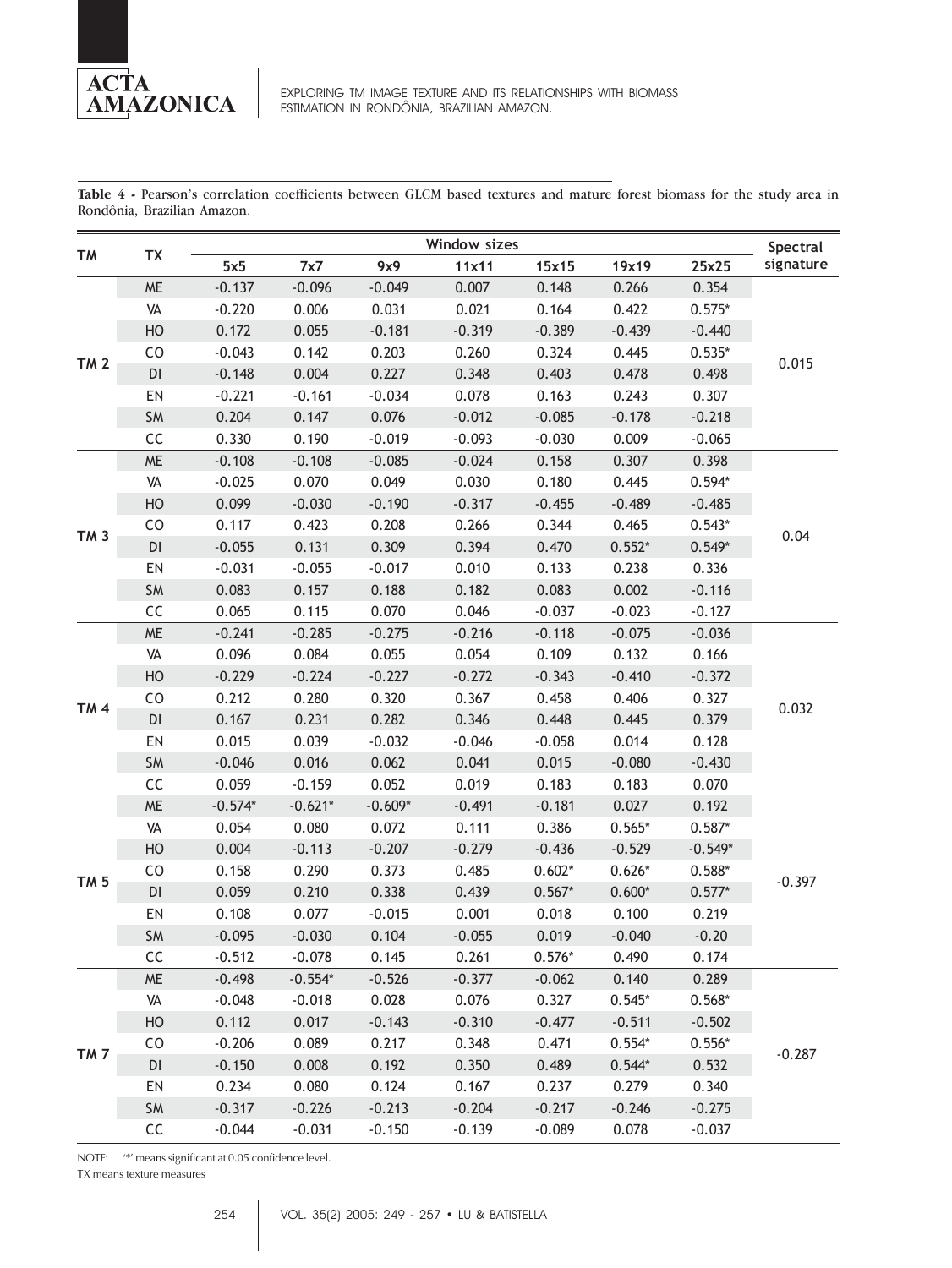**Table 4 -** Pearson's correlation coefficients between GLCM based textures and mature forest biomass for the study area in Rondônia, Brazilian Amazon.

| TM | TX | Window sizes | | | | | | | Spectral signature |
|---|---|---|---|---|---|---|---|---|---|
| | | 5x5 | 7x7 | 9x9 | 11x11 | 15x15 | 19x19 | 25x25 | |
| TM 2 | ME | -0.137 | -0.096 | -0.049 | 0.007 | 0.148 | 0.266 | 0.354 | 0.015 |
| | VA | -0.220 | 0.006 | 0.031 | 0.021 | 0.164 | 0.422 | 0.575* | |
| | HO | 0.172 | 0.055 | -0.181 | -0.319 | -0.389 | -0.439 | -0.440 | |
| | CO | -0.043 | 0.142 | 0.203 | 0.260 | 0.324 | 0.445 | 0.535* | |
| | DI | -0.148 | 0.004 | 0.227 | 0.348 | 0.403 | 0.478 | 0.498 | |
| | EN | -0.221 | -0.161 | -0.034 | 0.078 | 0.163 | 0.243 | 0.307 | |
| | SM | 0.204 | 0.147 | 0.076 | -0.012 | -0.085 | -0.178 | -0.218 | |
| | CC | 0.330 | 0.190 | -0.019 | -0.093 | -0.030 | 0.009 | -0.065 | |
| TM 3 | ME | -0.108 | -0.108 | -0.085 | -0.024 | 0.158 | 0.307 | 0.398 | 0.04 |
| | VA | -0.025 | 0.070 | 0.049 | 0.030 | 0.180 | 0.445 | 0.594* | |
| | HO | 0.099 | -0.030 | -0.190 | -0.317 | -0.455 | -0.489 | -0.485 | |
| | CO | 0.117 | 0.423 | 0.208 | 0.266 | 0.344 | 0.465 | 0.543* | |
| | DI | -0.055 | 0.131 | 0.309 | 0.394 | 0.470 | 0.552* | 0.549* | |
| | EN | -0.031 | -0.055 | -0.017 | 0.010 | 0.133 | 0.238 | 0.336 | |
| | SM | 0.083 | 0.157 | 0.188 | 0.182 | 0.083 | 0.002 | -0.116 | |
| | CC | 0.065 | 0.115 | 0.070 | 0.046 | -0.037 | -0.023 | -0.127 | |
| TM 4 | ME | -0.241 | -0.285 | -0.275 | -0.216 | -0.118 | -0.075 | -0.036 | 0.032 |
| | VA | 0.096 | 0.084 | 0.055 | 0.054 | 0.109 | 0.132 | 0.166 | |
| | HO | -0.229 | -0.224 | -0.227 | -0.272 | -0.343 | -0.410 | -0.372 | |
| | CO | 0.212 | 0.280 | 0.320 | 0.367 | 0.458 | 0.406 | 0.327 | |
| | DI | 0.167 | 0.231 | 0.282 | 0.346 | 0.448 | 0.445 | 0.379 | |
| | EN | 0.015 | 0.039 | -0.032 | -0.046 | -0.058 | 0.014 | 0.128 | |
| | SM | -0.046 | 0.016 | 0.062 | 0.041 | 0.015 | -0.080 | -0.430 | |
| | CC | 0.059 | -0.159 | 0.052 | 0.019 | 0.183 | 0.183 | 0.070 | |
| TM 5 | ME | -0.574* | -0.621* | -0.609* | -0.491 | -0.181 | 0.027 | 0.192 | -0.397 |
| | VA | 0.054 | 0.080 | 0.072 | 0.111 | 0.386 | 0.565* | 0.587* | |
| | HO | 0.004 | -0.113 | -0.207 | -0.279 | -0.436 | -0.529 | -0.549* | |
| | CO | 0.158 | 0.290 | 0.373 | 0.485 | 0.602* | 0.626* | 0.588* | |
| | DI | 0.059 | 0.210 | 0.338 | 0.439 | 0.567* | 0.600* | 0.577* | |
| | EN | 0.108 | 0.077 | -0.015 | 0.001 | 0.018 | 0.100 | 0.219 | |
| | SM | -0.095 | -0.030 | 0.104 | -0.055 | 0.019 | -0.040 | -0.20 | |
| | CC | -0.512 | -0.078 | 0.145 | 0.261 | 0.576* | 0.490 | 0.174 | |
| TM 7 | ME | -0.498 | -0.554* | -0.526 | -0.377 | -0.062 | 0.140 | 0.289 | -0.287 |
| | VA | -0.048 | -0.018 | 0.028 | 0.076 | 0.327 | 0.545* | 0.568* | |
| | HO | 0.112 | 0.017 | -0.143 | -0.310 | -0.477 | -0.511 | -0.502 | |
| | CO | -0.206 | 0.089 | 0.217 | 0.348 | 0.471 | 0.554* | 0.556* | |
| | DI | -0.150 | 0.008 | 0.192 | 0.350 | 0.489 | 0.544* | 0.532 | |
| | EN | 0.234 | 0.080 | 0.124 | 0.167 | 0.237 | 0.279 | 0.340 | |
| | SM | -0.317 | -0.226 | -0.213 | -0.204 | -0.217 | -0.246 | -0.275 | |
| | CC | -0.044 | -0.031 | -0.150 | -0.139 | -0.089 | 0.078 | -0.037 | |

NOTE: '*' means significant at 0.05 confidence level.
TX means texture measures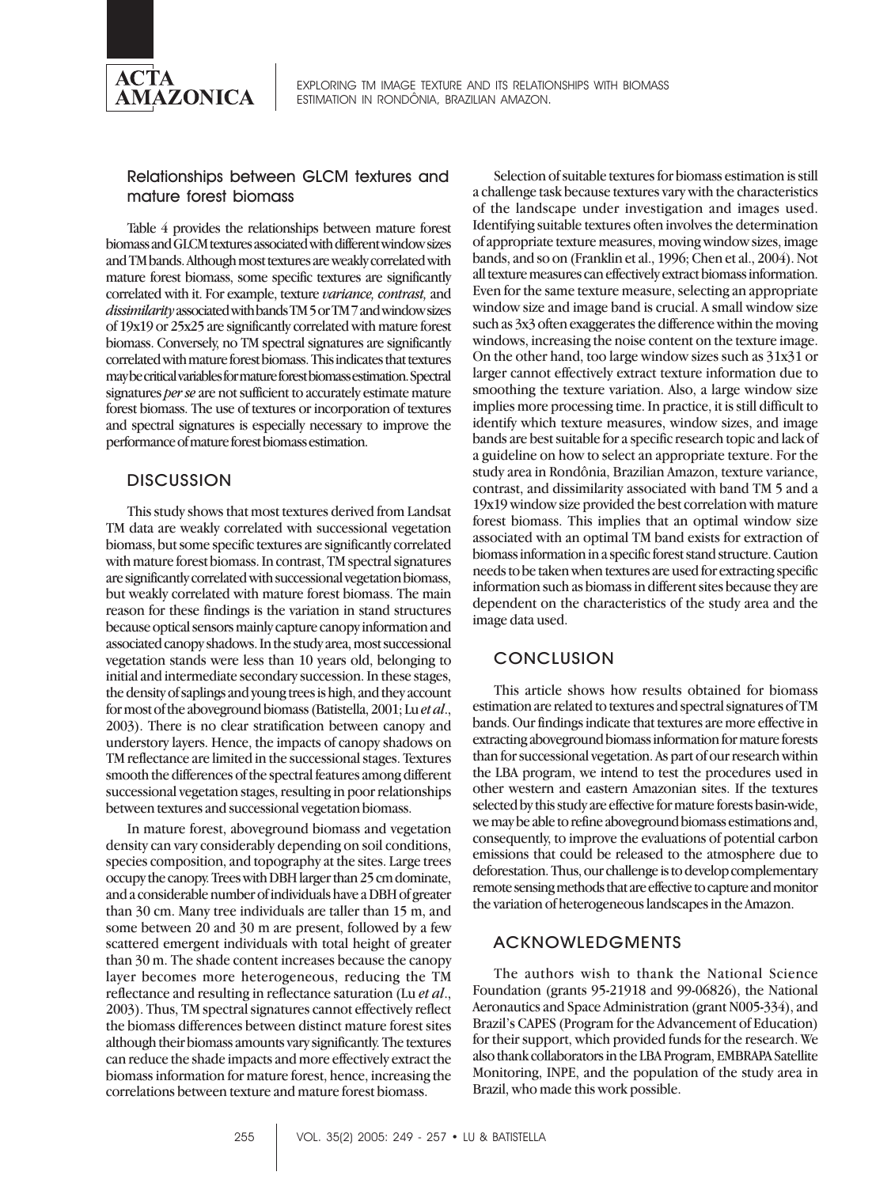### Relationships between GLCM textures and mature forest biomass

Table 4 provides the relationships between mature forest biomass and GLCM textures associated with different window sizes and TM bands. Although most textures are weakly correlated with mature forest biomass, some specific textures are significantly correlated with it. For example, texture *variance, contrast,* and *dissimilarity* associated with bands TM 5 or TM 7 and window sizes of 19x19 or 25x25 are significantly correlated with mature forest biomass. Conversely, no TM spectral signatures are significantly correlated with mature forest biomass. This indicates that textures may be critical variables for mature forest biomass estimation. Spectral signatures *per se* are not sufficient to accurately estimate mature forest biomass. The use of textures or incorporation of textures and spectral signatures is especially necessary to improve the performance of mature forest biomass estimation.

## DISCUSSION

This study shows that most textures derived from Landsat TM data are weakly correlated with successional vegetation biomass, but some specific textures are significantly correlated with mature forest biomass. In contrast, TM spectral signatures are significantly correlated with successional vegetation biomass, but weakly correlated with mature forest biomass. The main reason for these findings is the variation in stand structures because optical sensors mainly capture canopy information and associated canopy shadows. In the study area, most successional vegetation stands were less than 10 years old, belonging to initial and intermediate secondary succession. In these stages, the density of saplings and young trees is high, and they account for most of the aboveground biomass (Batistella, 2001; Lu *et al*., 2003). There is no clear stratification between canopy and understory layers. Hence, the impacts of canopy shadows on TM reflectance are limited in the successional stages. Textures smooth the differences of the spectral features among different successional vegetation stages, resulting in poor relationships between textures and successional vegetation biomass.

In mature forest, aboveground biomass and vegetation density can vary considerably depending on soil conditions, species composition, and topography at the sites. Large trees occupy the canopy. Trees with DBH larger than 25 cm dominate, and a considerable number of individuals have a DBH of greater than 30 cm. Many tree individuals are taller than 15 m, and some between 20 and 30 m are present, followed by a few scattered emergent individuals with total height of greater than 30 m. The shade content increases because the canopy layer becomes more heterogeneous, reducing the TM reflectance and resulting in reflectance saturation (Lu *et al*., 2003). Thus, TM spectral signatures cannot effectively reflect the biomass differences between distinct mature forest sites although their biomass amounts vary significantly. The textures can reduce the shade impacts and more effectively extract the biomass information for mature forest, hence, increasing the correlations between texture and mature forest biomass.

Selection of suitable textures for biomass estimation is still a challenge task because textures vary with the characteristics of the landscape under investigation and images used. Identifying suitable textures often involves the determination of appropriate texture measures, moving window sizes, image bands, and so on (Franklin et al., 1996; Chen et al., 2004). Not all texture measures can effectively extract biomass information. Even for the same texture measure, selecting an appropriate window size and image band is crucial. A small window size such as 3x3 often exaggerates the difference within the moving windows, increasing the noise content on the texture image. On the other hand, too large window sizes such as 31x31 or larger cannot effectively extract texture information due to smoothing the texture variation. Also, a large window size implies more processing time. In practice, it is still difficult to identify which texture measures, window sizes, and image bands are best suitable for a specific research topic and lack of a guideline on how to select an appropriate texture. For the study area in Rondônia, Brazilian Amazon, texture variance, contrast, and dissimilarity associated with band TM 5 and a 19x19 window size provided the best correlation with mature forest biomass. This implies that an optimal window size associated with an optimal TM band exists for extraction of biomass information in a specific forest stand structure. Caution needs to be taken when textures are used for extracting specific information such as biomass in different sites because they are dependent on the characteristics of the study area and the image data used.

## CONCLUSION

This article shows how results obtained for biomass estimation are related to textures and spectral signatures of TM bands. Our findings indicate that textures are more effective in extracting aboveground biomass information for mature forests than for successional vegetation. As part of our research within the LBA program, we intend to test the procedures used in other western and eastern Amazonian sites. If the textures selected by this study are effective for mature forests basin-wide, we may be able to refine aboveground biomass estimations and, consequently, to improve the evaluations of potential carbon emissions that could be released to the atmosphere due to deforestation. Thus, our challenge is to develop complementary remote sensing methods that are effective to capture and monitor the variation of heterogeneous landscapes in the Amazon.

## ACKNOWLEDGMENTS

The authors wish to thank the National Science Foundation (grants 95-21918 and 99-06826), the National Aeronautics and Space Administration (grant N005-334), and Brazil's CAPES (Program for the Advancement of Education) for their support, which provided funds for the research. We also thank collaborators in the LBA Program, EMBRAPA Satellite Monitoring, INPE, and the population of the study area in Brazil, who made this work possible.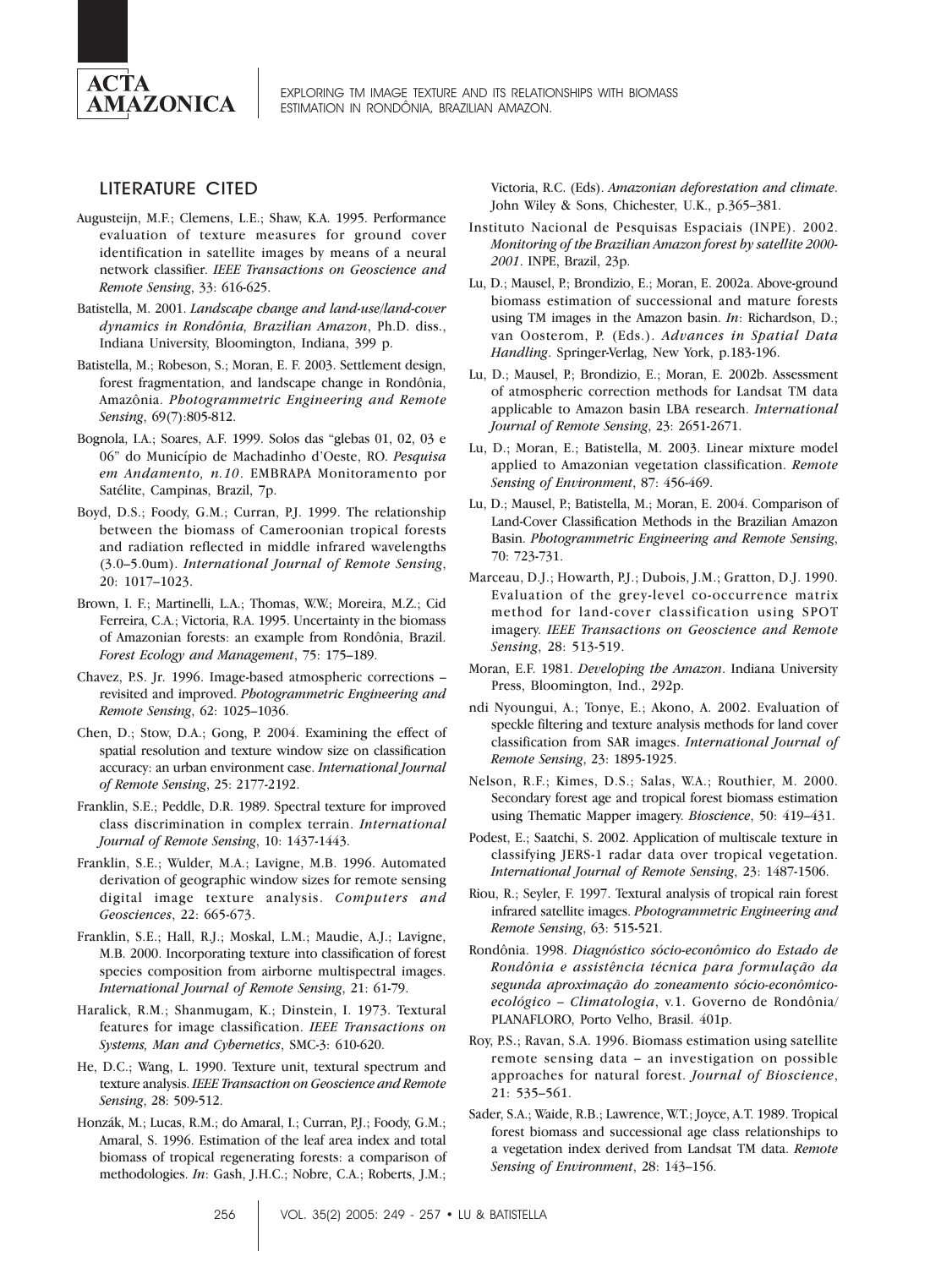## LITERATURE CITED

Augusteijn, M.F.; Clemens, L.E.; Shaw, K.A. 1995. Performance evaluation of texture measures for ground cover identification in satellite images by means of a neural network classifier. *IEEE Transactions on Geoscience and Remote Sensing*, 33: 616-625.

Batistella, M. 2001. *Landscape change and land-use/land-cover dynamics in Rondônia, Brazilian Amazon*, Ph.D. diss., Indiana University, Bloomington, Indiana, 399 p.

Batistella, M.; Robeson, S.; Moran, E. F. 2003. Settlement design, forest fragmentation, and landscape change in Rondônia, Amazônia. *Photogrammetric Engineering and Remote Sensing*, 69(7):805-812.

Bognola, I.A.; Soares, A.F. 1999. Solos das "glebas 01, 02, 03 e 06" do Município de Machadinho d'Oeste, RO. *Pesquisa em Andamento, n.10*. EMBRAPA Monitoramento por Satélite, Campinas, Brazil, 7p.

Boyd, D.S.; Foody, G.M.; Curran, P.J. 1999. The relationship between the biomass of Cameroonian tropical forests and radiation reflected in middle infrared wavelengths (3.0–5.0um). *International Journal of Remote Sensing*, 20: 1017–1023.

Brown, I. F.; Martinelli, L.A.; Thomas, W.W.; Moreira, M.Z.; Cid Ferreira, C.A.; Victoria, R.A. 1995. Uncertainty in the biomass of Amazonian forests: an example from Rondônia, Brazil. *Forest Ecology and Management*, 75: 175–189.

Chavez, P.S. Jr. 1996. Image-based atmospheric corrections – revisited and improved. *Photogrammetric Engineering and Remote Sensing*, 62: 1025–1036.

Chen, D.; Stow, D.A.; Gong, P. 2004. Examining the effect of spatial resolution and texture window size on classification accuracy: an urban environment case. *International Journal of Remote Sensing*, 25: 2177-2192.

Franklin, S.E.; Peddle, D.R. 1989. Spectral texture for improved class discrimination in complex terrain. *International Journal of Remote Sensing*, 10: 1437-1443.

Franklin, S.E.; Wulder, M.A.; Lavigne, M.B. 1996. Automated derivation of geographic window sizes for remote sensing digital image texture analysis. *Computers and Geosciences*, 22: 665-673.

Franklin, S.E.; Hall, R.J.; Moskal, L.M.; Maudie, A.J.; Lavigne, M.B. 2000. Incorporating texture into classification of forest species composition from airborne multispectral images. *International Journal of Remote Sensing*, 21: 61-79.

Haralick, R.M.; Shanmugam, K.; Dinstein, I. 1973. Textural features for image classification. *IEEE Transactions on Systems, Man and Cybernetics*, SMC-3: 610-620.

He, D.C.; Wang, L. 1990. Texture unit, textural spectrum and texture analysis. *IEEE Transaction on Geoscience and Remote Sensing*, 28: 509-512.

Honzák, M.; Lucas, R.M.; do Amaral, I.; Curran, P.J.; Foody, G.M.; Amaral, S. 1996. Estimation of the leaf area index and total biomass of tropical regenerating forests: a comparison of methodologies. *In*: Gash, J.H.C.; Nobre, C.A.; Roberts, J.M.; Victoria, R.C. (Eds). *Amazonian deforestation and climate*. John Wiley & Sons, Chichester, U.K., p.365–381.

Instituto Nacional de Pesquisas Espaciais (INPE). 2002. *Monitoring of the Brazilian Amazon forest by satellite 2000-2001*. INPE, Brazil, 23p.

Lu, D.; Mausel, P.; Brondizio, E.; Moran, E. 2002a. Above-ground biomass estimation of successional and mature forests using TM images in the Amazon basin. *In*: Richardson, D.; van Oosterom, P. (Eds.). *Advances in Spatial Data Handling*. Springer-Verlag, New York, p.183-196.

Lu, D.; Mausel, P.; Brondizio, E.; Moran, E. 2002b. Assessment of atmospheric correction methods for Landsat TM data applicable to Amazon basin LBA research. *International Journal of Remote Sensing*, 23: 2651-2671.

Lu, D.; Moran, E.; Batistella, M. 2003. Linear mixture model applied to Amazonian vegetation classification. *Remote Sensing of Environment*, 87: 456-469.

Lu, D.; Mausel, P.; Batistella, M.; Moran, E. 2004. Comparison of Land-Cover Classification Methods in the Brazilian Amazon Basin. *Photogrammetric Engineering and Remote Sensing*, 70: 723-731.

Marceau, D.J.; Howarth, P.J.; Dubois, J.M.; Gratton, D.J. 1990. Evaluation of the grey-level co-occurrence matrix method for land-cover classification using SPOT imagery. *IEEE Transactions on Geoscience and Remote Sensing*, 28: 513-519.

Moran, E.F. 1981. *Developing the Amazon*. Indiana University Press, Bloomington, Ind., 292p.

ndi Nyoungui, A.; Tonye, E.; Akono, A. 2002. Evaluation of speckle filtering and texture analysis methods for land cover classification from SAR images. *International Journal of Remote Sensing*, 23: 1895-1925.

Nelson, R.F.; Kimes, D.S.; Salas, W.A.; Routhier, M. 2000. Secondary forest age and tropical forest biomass estimation using Thematic Mapper imagery. *Bioscience*, 50: 419–431.

Podest, E.; Saatchi, S. 2002. Application of multiscale texture in classifying JERS-1 radar data over tropical vegetation. *International Journal of Remote Sensing*, 23: 1487-1506.

Riou, R.; Seyler, F. 1997. Textural analysis of tropical rain forest infrared satellite images. *Photogrammetric Engineering and Remote Sensing*, 63: 515-521.

Rondônia. 1998. *Diagnóstico sócio-econômico do Estado de Rondônia e assistência técnica para formulação da segunda aproximação do zoneamento sócio-econômico-ecológico – Climatologia*, v.1. Governo de Rondônia/ PLANAFLORO, Porto Velho, Brasil. 401p.

Roy, P.S.; Ravan, S.A. 1996. Biomass estimation using satellite remote sensing data – an investigation on possible approaches for natural forest. *Journal of Bioscience*, 21: 535–561.

Sader, S.A.; Waide, R.B.; Lawrence, W.T.; Joyce, A.T. 1989. Tropical forest biomass and successional age class relationships to a vegetation index derived from Landsat TM data. *Remote Sensing of Environment*, 28: 143–156.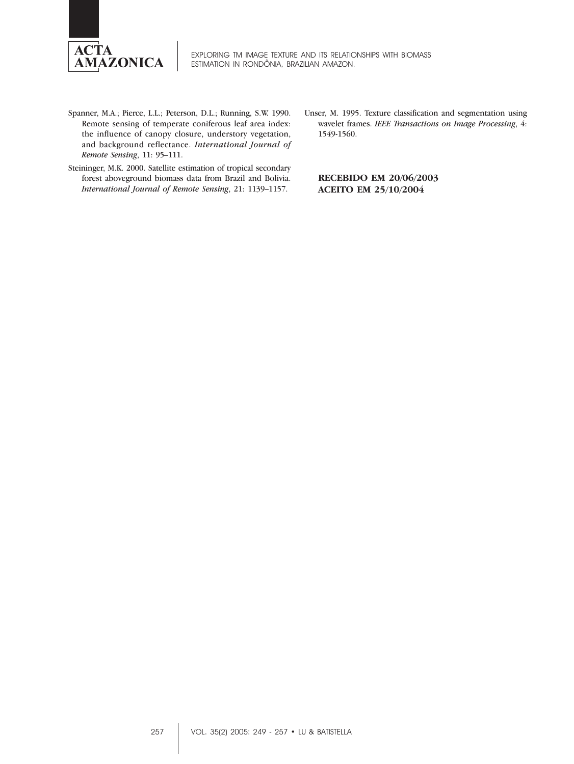Spanner, M.A.; Pierce, L.L.; Peterson, D.L.; Running, S.W. 1990. Remote sensing of temperate coniferous leaf area index: the influence of canopy closure, understory vegetation, and background reflectance. *International Journal of Remote Sensing*, 11: 95–111.

Steininger, M.K. 2000. Satellite estimation of tropical secondary forest aboveground biomass data from Brazil and Bolivia. *International Journal of Remote Sensing*, 21: 1139–1157.

Unser, M. 1995. Texture classification and segmentation using wavelet frames. *IEEE Transactions on Image Processing*, 4: 1549-1560.

**RECEBIDO EM 20/06/2003**
**ACEITO EM 25/10/2004**